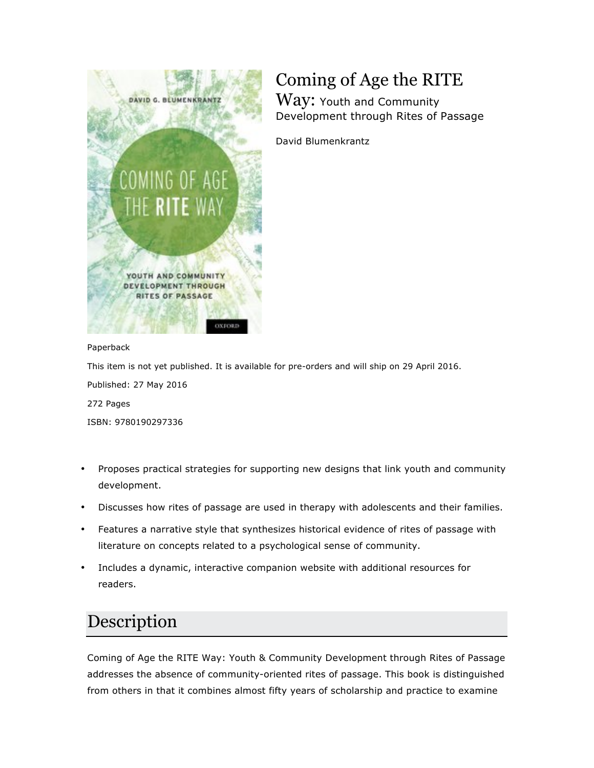# Coming of Age the RITE Way: Youth and Community Development through Rites of Passage

David Blumenkrantz

Paperback

This item is not yet published. It is available for pre-orders and will ship on 29 April 2016.

Published: 27 May 2016

272 Pages

ISBN: 9780190297336

- Proposes practical strategies for supporting new designs that link youth and community development.
- Discusses how rites of passage are used in therapy with adolescents and their families.
- Features a narrative style that synthesizes historical evidence of rites of passage with literature on concepts related to a psychological sense of community.
- Includes a dynamic, interactive companion website with additional resources for readers.

## Description

Coming of Age the RITE Way: Youth & Community Development through Rites of Passage addresses the absence of community-oriented rites of passage. This book is distinguished from others in that it combines almost fifty years of scholarship and practice to examine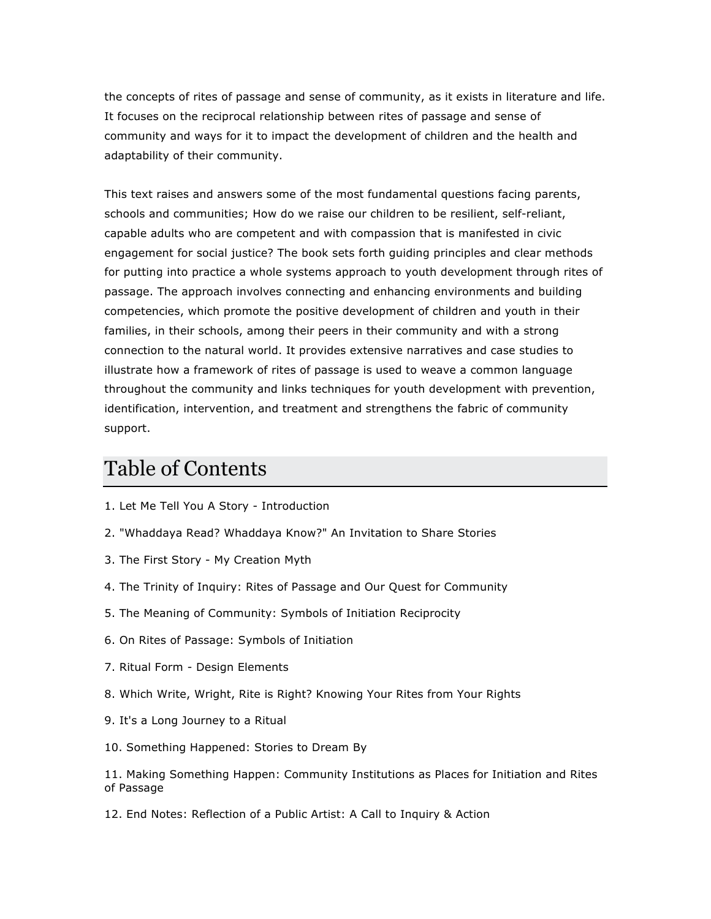the concepts of rites of passage and sense of community, as it exists in literature and life. It focuses on the reciprocal relationship between rites of passage and sense of community and ways for it to impact the development of children and the health and adaptability of their community.

This text raises and answers some of the most fundamental questions facing parents, schools and communities; How do we raise our children to be resilient, self-reliant, capable adults who are competent and with compassion that is manifested in civic engagement for social justice? The book sets forth guiding principles and clear methods for putting into practice a whole systems approach to youth development through rites of passage. The approach involves connecting and enhancing environments and building competencies, which promote the positive development of children and youth in their families, in their schools, among their peers in their community and with a strong connection to the natural world. It provides extensive narratives and case studies to illustrate how a framework of rites of passage is used to weave a common language throughout the community and links techniques for youth development with prevention, identification, intervention, and treatment and strengthens the fabric of community support.

## Table of Contents

1. Let Me Tell You A Story - Introduction
2. "Whaddaya Read? Whaddaya Know?" An Invitation to Share Stories
3. The First Story - My Creation Myth
4. The Trinity of Inquiry: Rites of Passage and Our Quest for Community
5. The Meaning of Community: Symbols of Initiation Reciprocity
6. On Rites of Passage: Symbols of Initiation
7. Ritual Form - Design Elements
8. Which Write, Wright, Rite is Right? Knowing Your Rites from Your Rights
9. It's a Long Journey to a Ritual
10. Something Happened: Stories to Dream By
11. Making Something Happen: Community Institutions as Places for Initiation and Rites of Passage
12. End Notes: Reflection of a Public Artist: A Call to Inquiry & Action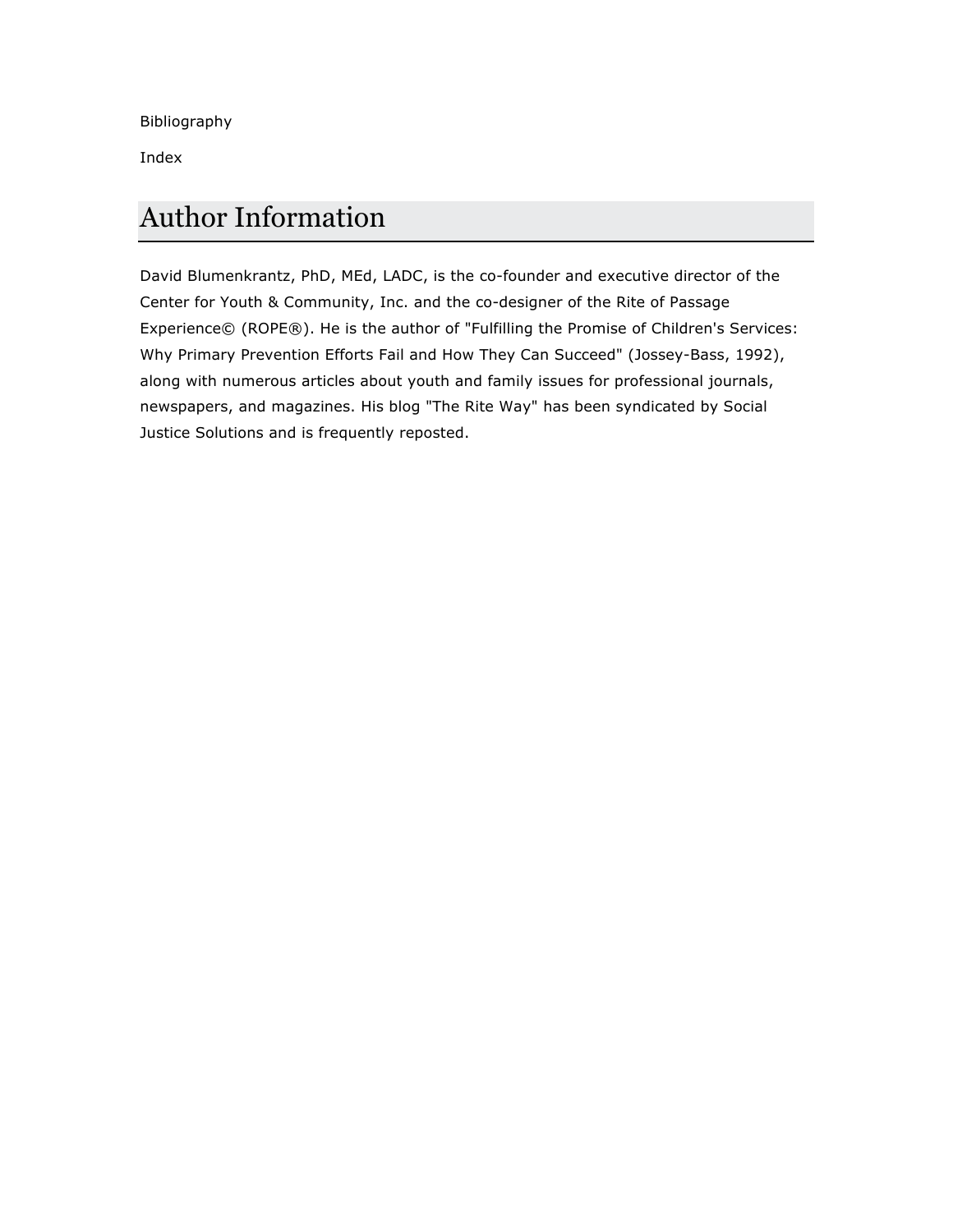Bibliography

Index

## Author Information

David Blumenkrantz, PhD, MEd, LADC, is the co-founder and executive director of the Center for Youth & Community, Inc. and the co-designer of the Rite of Passage Experience© (ROPE®). He is the author of "Fulfilling the Promise of Children's Services: Why Primary Prevention Efforts Fail and How They Can Succeed" (Jossey-Bass, 1992), along with numerous articles about youth and family issues for professional journals, newspapers, and magazines. His blog "The Rite Way" has been syndicated by Social Justice Solutions and is frequently reposted.